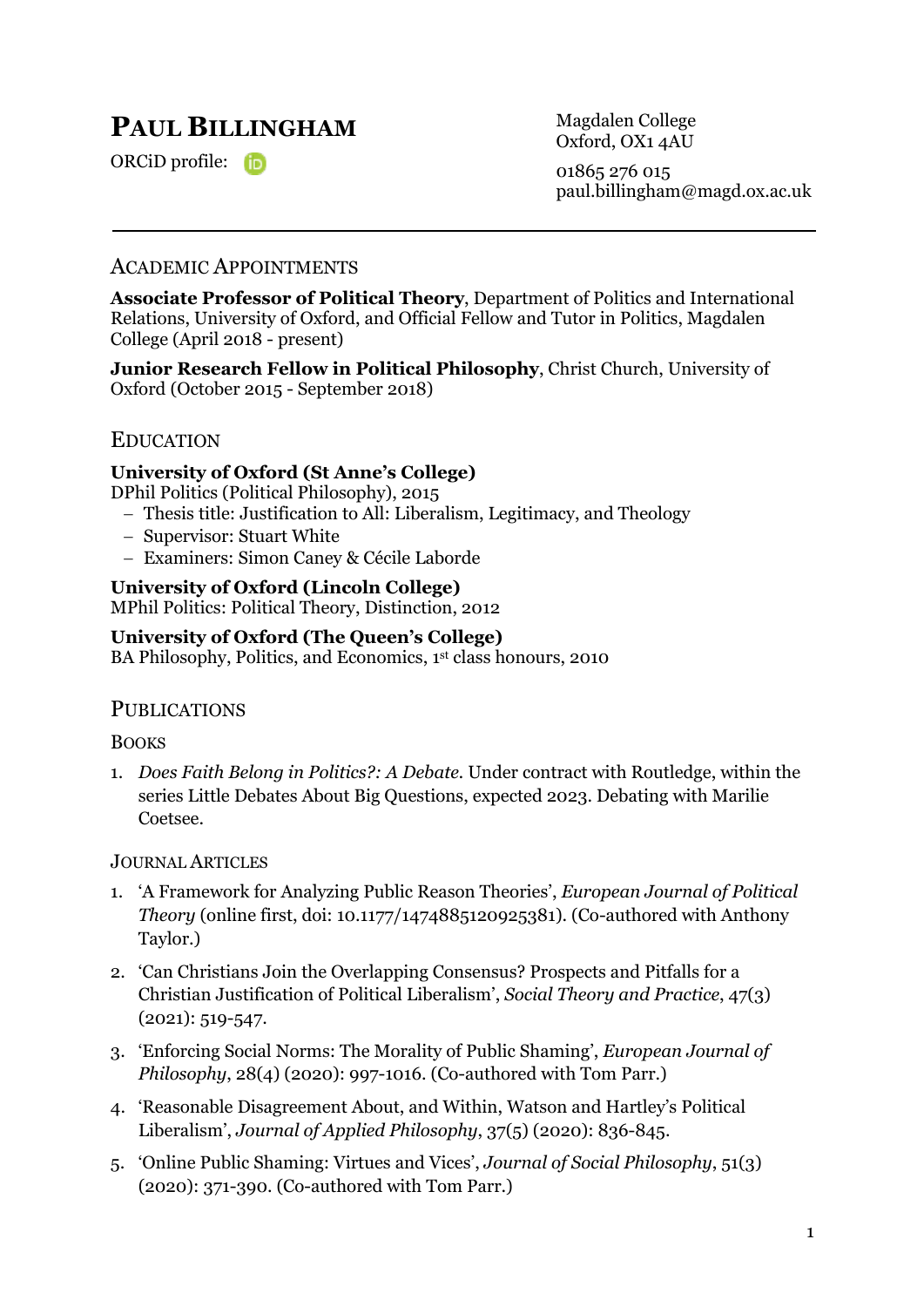# Paul Billingham

ORCiD profile:

Magdalen College
Oxford, OX1 4AU

01865 276 015
paul.billingham@magd.ox.ac.uk

---

## Academic Appointments

**Associate Professor of Political Theory**, Department of Politics and International Relations, University of Oxford, and Official Fellow and Tutor in Politics, Magdalen College (April 2018 - present)

**Junior Research Fellow in Political Philosophy**, Christ Church, University of Oxford (October 2015 - September 2018)

## Education

**University of Oxford (St Anne's College)**
DPhil Politics (Political Philosophy), 2015
- Thesis title: Justification to All: Liberalism, Legitimacy, and Theology
- Supervisor: Stuart White
- Examiners: Simon Caney & Cécile Laborde

**University of Oxford (Lincoln College)**
MPhil Politics: Political Theory, Distinction, 2012

**University of Oxford (The Queen's College)**
BA Philosophy, Politics, and Economics, 1st class honours, 2010

## Publications

### Books

1. *Does Faith Belong in Politics?: A Debate.* Under contract with Routledge, within the series Little Debates About Big Questions, expected 2023. Debating with Marilie Coetsee.

### Journal Articles

1. 'A Framework for Analyzing Public Reason Theories', *European Journal of Political Theory* (online first, doi: 10.1177/1474885120925381). (Co-authored with Anthony Taylor.)
2. 'Can Christians Join the Overlapping Consensus? Prospects and Pitfalls for a Christian Justification of Political Liberalism', *Social Theory and Practice*, 47(3) (2021): 519-547.
3. 'Enforcing Social Norms: The Morality of Public Shaming', *European Journal of Philosophy*, 28(4) (2020): 997-1016. (Co-authored with Tom Parr.)
4. 'Reasonable Disagreement About, and Within, Watson and Hartley's Political Liberalism', *Journal of Applied Philosophy*, 37(5) (2020): 836-845.
5. 'Online Public Shaming: Virtues and Vices', *Journal of Social Philosophy*, 51(3) (2020): 371-390. (Co-authored with Tom Parr.)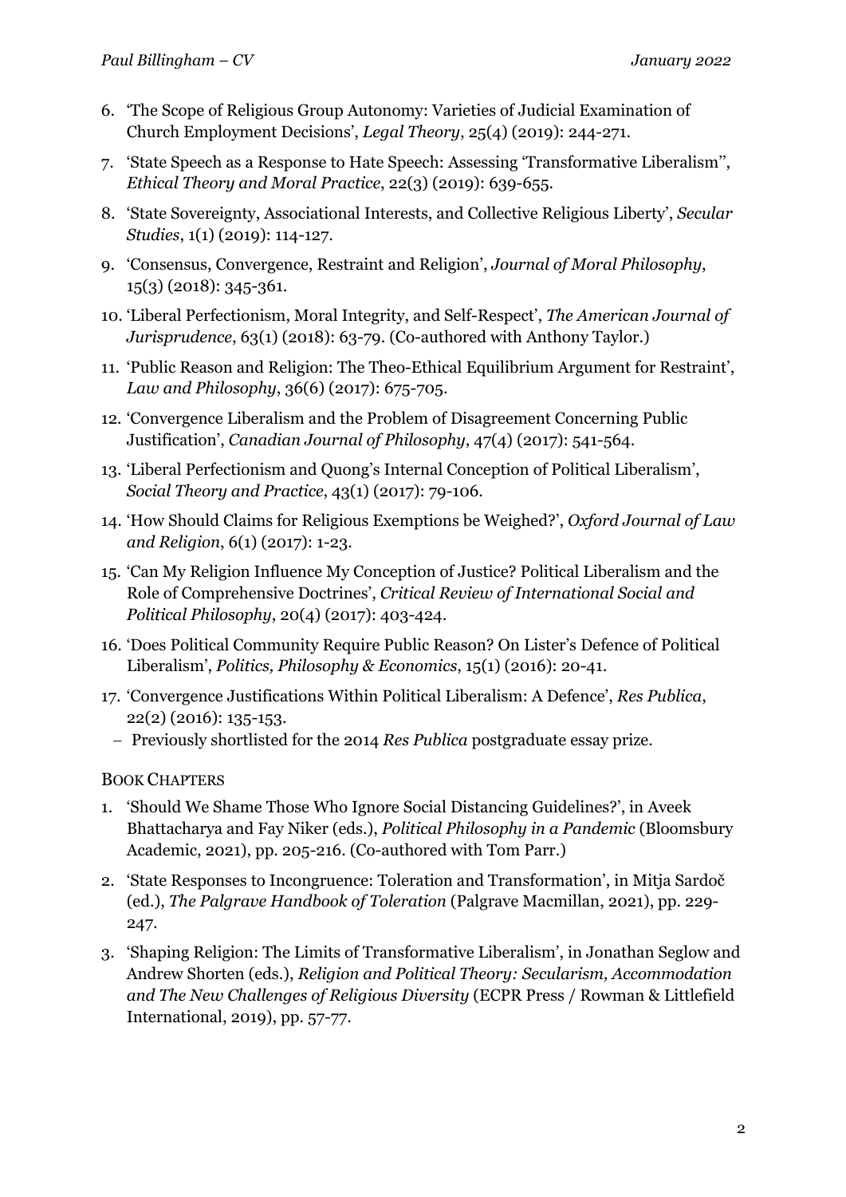6. 'The Scope of Religious Group Autonomy: Varieties of Judicial Examination of Church Employment Decisions', *Legal Theory*, 25(4) (2019): 244-271.
7. 'State Speech as a Response to Hate Speech: Assessing 'Transformative Liberalism'', *Ethical Theory and Moral Practice*, 22(3) (2019): 639-655.
8. 'State Sovereignty, Associational Interests, and Collective Religious Liberty', *Secular Studies*, 1(1) (2019): 114-127.
9. 'Consensus, Convergence, Restraint and Religion', *Journal of Moral Philosophy*, 15(3) (2018): 345-361.
10. 'Liberal Perfectionism, Moral Integrity, and Self-Respect', *The American Journal of Jurisprudence*, 63(1) (2018): 63-79. (Co-authored with Anthony Taylor.)
11. 'Public Reason and Religion: The Theo-Ethical Equilibrium Argument for Restraint', *Law and Philosophy*, 36(6) (2017): 675-705.
12. 'Convergence Liberalism and the Problem of Disagreement Concerning Public Justification', *Canadian Journal of Philosophy*, 47(4) (2017): 541-564.
13. 'Liberal Perfectionism and Quong's Internal Conception of Political Liberalism', *Social Theory and Practice*, 43(1) (2017): 79-106.
14. 'How Should Claims for Religious Exemptions be Weighed?', *Oxford Journal of Law and Religion*, 6(1) (2017): 1-23.
15. 'Can My Religion Influence My Conception of Justice? Political Liberalism and the Role of Comprehensive Doctrines', *Critical Review of International Social and Political Philosophy*, 20(4) (2017): 403-424.
16. 'Does Political Community Require Public Reason? On Lister's Defence of Political Liberalism', *Politics, Philosophy & Economics*, 15(1) (2016): 20-41.
17. 'Convergence Justifications Within Political Liberalism: A Defence', *Res Publica*, 22(2) (2016): 135-153.
    - Previously shortlisted for the 2014 *Res Publica* postgraduate essay prize.

BOOK CHAPTERS

1. 'Should We Shame Those Who Ignore Social Distancing Guidelines?', in Aveek Bhattacharya and Fay Niker (eds.), *Political Philosophy in a Pandemic* (Bloomsbury Academic, 2021), pp. 205-216. (Co-authored with Tom Parr.)
2. 'State Responses to Incongruence: Toleration and Transformation', in Mitja Sardoč (ed.), *The Palgrave Handbook of Toleration* (Palgrave Macmillan, 2021), pp. 229-247.
3. 'Shaping Religion: The Limits of Transformative Liberalism', in Jonathan Seglow and Andrew Shorten (eds.), *Religion and Political Theory: Secularism, Accommodation and The New Challenges of Religious Diversity* (ECPR Press / Rowman & Littlefield International, 2019), pp. 57-77.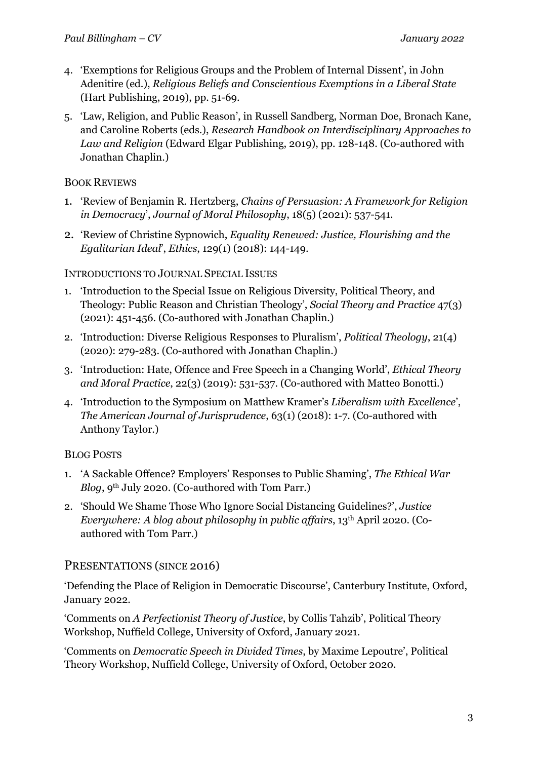4. 'Exemptions for Religious Groups and the Problem of Internal Dissent', in John Adenitire (ed.), *Religious Beliefs and Conscientious Exemptions in a Liberal State* (Hart Publishing, 2019), pp. 51-69.

5. 'Law, Religion, and Public Reason', in Russell Sandberg, Norman Doe, Bronach Kane, and Caroline Roberts (eds.), *Research Handbook on Interdisciplinary Approaches to Law and Religion* (Edward Elgar Publishing, 2019), pp. 128-148. (Co-authored with Jonathan Chaplin.)

BOOK REVIEWS

1. 'Review of Benjamin R. Hertzberg, *Chains of Persuasion: A Framework for Religion in Democracy*', *Journal of Moral Philosophy*, 18(5) (2021): 537-541.
2. 'Review of Christine Sypnowich, *Equality Renewed: Justice, Flourishing and the Egalitarian Ideal*', *Ethics*, 129(1) (2018): 144-149.

INTRODUCTIONS TO JOURNAL SPECIAL ISSUES

1. 'Introduction to the Special Issue on Religious Diversity, Political Theory, and Theology: Public Reason and Christian Theology', *Social Theory and Practice* 47(3) (2021): 451-456. (Co-authored with Jonathan Chaplin.)
2. 'Introduction: Diverse Religious Responses to Pluralism', *Political Theology*, 21(4) (2020): 279-283. (Co-authored with Jonathan Chaplin.)
3. 'Introduction: Hate, Offence and Free Speech in a Changing World', *Ethical Theory and Moral Practice*, 22(3) (2019): 531-537. (Co-authored with Matteo Bonotti.)
4. 'Introduction to the Symposium on Matthew Kramer's *Liberalism with Excellence*', *The American Journal of Jurisprudence*, 63(1) (2018): 1-7. (Co-authored with Anthony Taylor.)

BLOG POSTS

1. 'A Sackable Offence? Employers' Responses to Public Shaming', *The Ethical War Blog*, 9th July 2020. (Co-authored with Tom Parr.)
2. 'Should We Shame Those Who Ignore Social Distancing Guidelines?', *Justice Everywhere: A blog about philosophy in public affairs*, 13th April 2020. (Co-authored with Tom Parr.)

## PRESENTATIONS (SINCE 2016)

'Defending the Place of Religion in Democratic Discourse', Canterbury Institute, Oxford, January 2022.

'Comments on *A Perfectionist Theory of Justice*, by Collis Tahzib', Political Theory Workshop, Nuffield College, University of Oxford, January 2021.

'Comments on *Democratic Speech in Divided Times*, by Maxime Lepoutre', Political Theory Workshop, Nuffield College, University of Oxford, October 2020.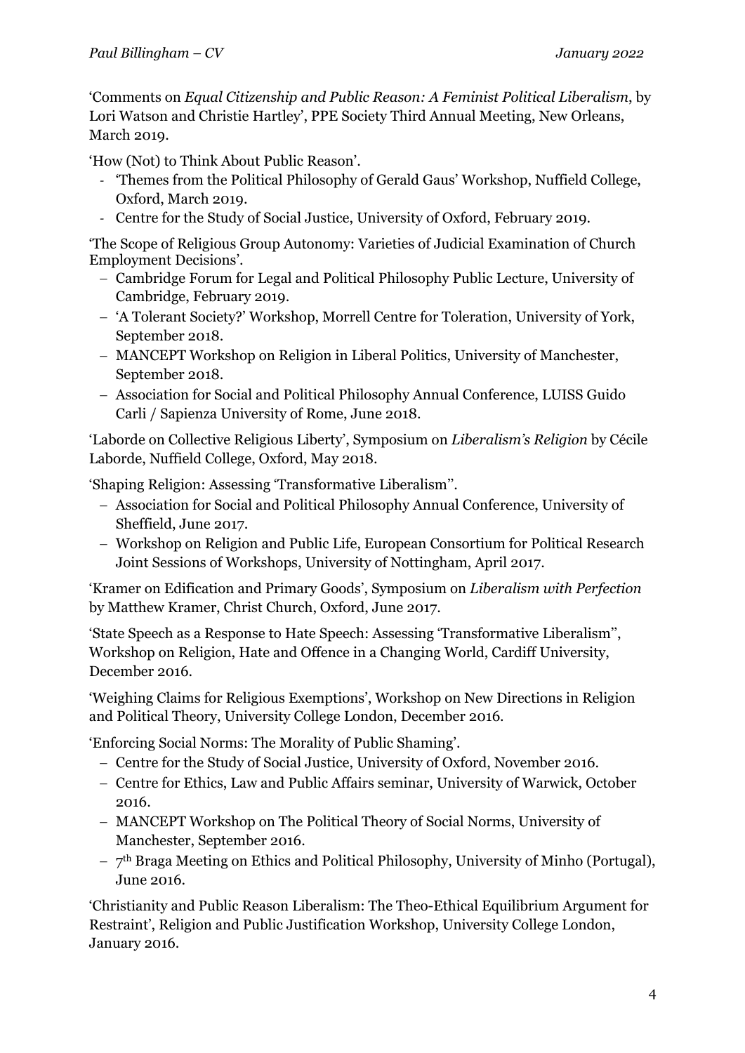'Comments on *Equal Citizenship and Public Reason: A Feminist Political Liberalism*, by Lori Watson and Christie Hartley', PPE Society Third Annual Meeting, New Orleans, March 2019.

'How (Not) to Think About Public Reason'.

- 'Themes from the Political Philosophy of Gerald Gaus' Workshop, Nuffield College, Oxford, March 2019.
- Centre for the Study of Social Justice, University of Oxford, February 2019.

'The Scope of Religious Group Autonomy: Varieties of Judicial Examination of Church Employment Decisions'.

- Cambridge Forum for Legal and Political Philosophy Public Lecture, University of Cambridge, February 2019.
- 'A Tolerant Society?' Workshop, Morrell Centre for Toleration, University of York, September 2018.
- MANCEPT Workshop on Religion in Liberal Politics, University of Manchester, September 2018.
- Association for Social and Political Philosophy Annual Conference, LUISS Guido Carli / Sapienza University of Rome, June 2018.

'Laborde on Collective Religious Liberty', Symposium on *Liberalism's Religion* by Cécile Laborde, Nuffield College, Oxford, May 2018.

'Shaping Religion: Assessing 'Transformative Liberalism''.

- Association for Social and Political Philosophy Annual Conference, University of Sheffield, June 2017.
- Workshop on Religion and Public Life, European Consortium for Political Research Joint Sessions of Workshops, University of Nottingham, April 2017.

'Kramer on Edification and Primary Goods', Symposium on *Liberalism with Perfection* by Matthew Kramer, Christ Church, Oxford, June 2017.

'State Speech as a Response to Hate Speech: Assessing 'Transformative Liberalism'', Workshop on Religion, Hate and Offence in a Changing World, Cardiff University, December 2016.

'Weighing Claims for Religious Exemptions', Workshop on New Directions in Religion and Political Theory, University College London, December 2016.

'Enforcing Social Norms: The Morality of Public Shaming'.

- Centre for the Study of Social Justice, University of Oxford, November 2016.
- Centre for Ethics, Law and Public Affairs seminar, University of Warwick, October 2016.
- MANCEPT Workshop on The Political Theory of Social Norms, University of Manchester, September 2016.
- 7th Braga Meeting on Ethics and Political Philosophy, University of Minho (Portugal), June 2016.

'Christianity and Public Reason Liberalism: The Theo-Ethical Equilibrium Argument for Restraint', Religion and Public Justification Workshop, University College London, January 2016.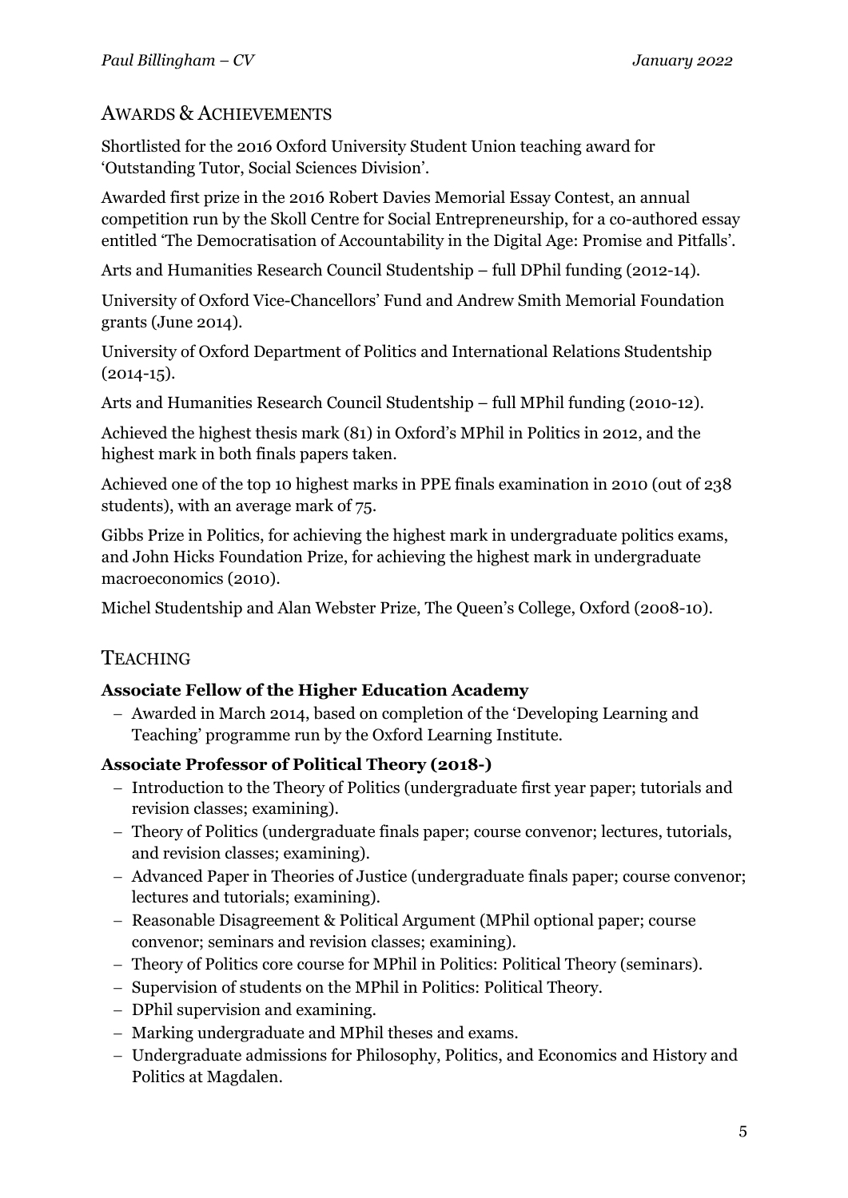## AWARDS & ACHIEVEMENTS

Shortlisted for the 2016 Oxford University Student Union teaching award for 'Outstanding Tutor, Social Sciences Division'.

Awarded first prize in the 2016 Robert Davies Memorial Essay Contest, an annual competition run by the Skoll Centre for Social Entrepreneurship, for a co-authored essay entitled 'The Democratisation of Accountability in the Digital Age: Promise and Pitfalls'.

Arts and Humanities Research Council Studentship – full DPhil funding (2012-14).

University of Oxford Vice-Chancellors' Fund and Andrew Smith Memorial Foundation grants (June 2014).

University of Oxford Department of Politics and International Relations Studentship (2014-15).

Arts and Humanities Research Council Studentship – full MPhil funding (2010-12).

Achieved the highest thesis mark (81) in Oxford's MPhil in Politics in 2012, and the highest mark in both finals papers taken.

Achieved one of the top 10 highest marks in PPE finals examination in 2010 (out of 238 students), with an average mark of 75.

Gibbs Prize in Politics, for achieving the highest mark in undergraduate politics exams, and John Hicks Foundation Prize, for achieving the highest mark in undergraduate macroeconomics (2010).

Michel Studentship and Alan Webster Prize, The Queen's College, Oxford (2008-10).

## TEACHING

**Associate Fellow of the Higher Education Academy**

- Awarded in March 2014, based on completion of the 'Developing Learning and Teaching' programme run by the Oxford Learning Institute.

**Associate Professor of Political Theory (2018-)**

- Introduction to the Theory of Politics (undergraduate first year paper; tutorials and revision classes; examining).
- Theory of Politics (undergraduate finals paper; course convenor; lectures, tutorials, and revision classes; examining).
- Advanced Paper in Theories of Justice (undergraduate finals paper; course convenor; lectures and tutorials; examining).
- Reasonable Disagreement & Political Argument (MPhil optional paper; course convenor; seminars and revision classes; examining).
- Theory of Politics core course for MPhil in Politics: Political Theory (seminars).
- Supervision of students on the MPhil in Politics: Political Theory.
- DPhil supervision and examining.
- Marking undergraduate and MPhil theses and exams.
- Undergraduate admissions for Philosophy, Politics, and Economics and History and Politics at Magdalen.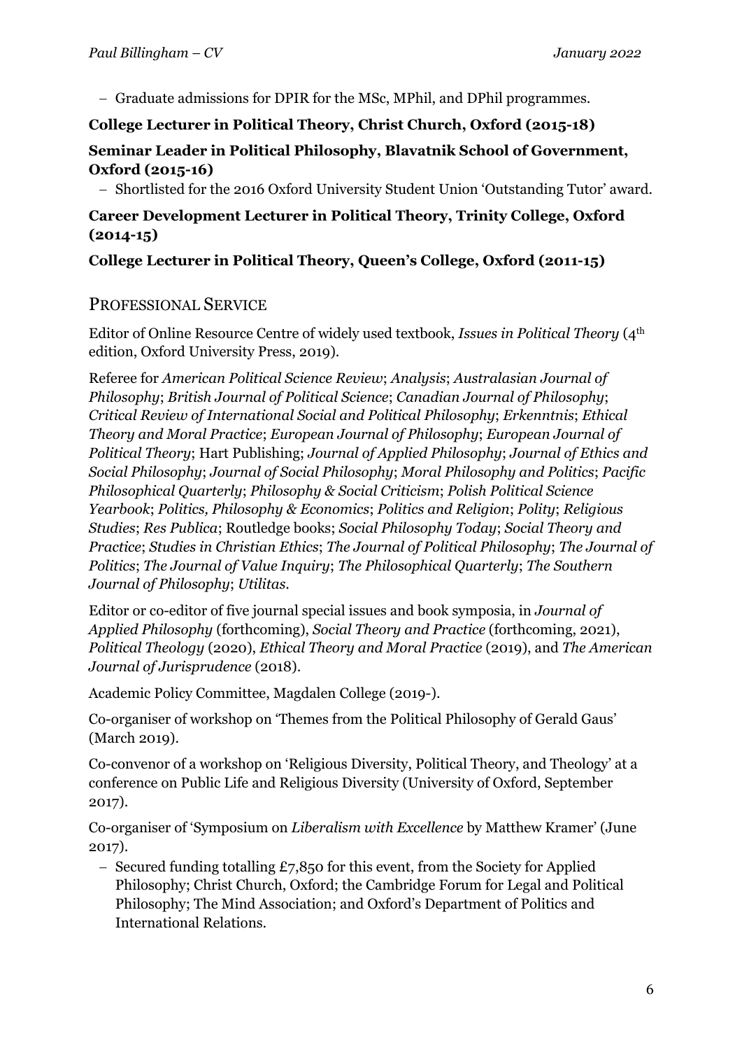- Graduate admissions for DPIR for the MSc, MPhil, and DPhil programmes.

**College Lecturer in Political Theory, Christ Church, Oxford (2015-18)**

**Seminar Leader in Political Philosophy, Blavatnik School of Government, Oxford (2015-16)**

- Shortlisted for the 2016 Oxford University Student Union 'Outstanding Tutor' award.

**Career Development Lecturer in Political Theory, Trinity College, Oxford (2014-15)**

**College Lecturer in Political Theory, Queen's College, Oxford (2011-15)**

## PROFESSIONAL SERVICE

Editor of Online Resource Centre of widely used textbook, *Issues in Political Theory* (4th edition, Oxford University Press, 2019).

Referee for *American Political Science Review*; *Analysis*; *Australasian Journal of Philosophy*; *British Journal of Political Science*; *Canadian Journal of Philosophy*; *Critical Review of International Social and Political Philosophy*; *Erkenntnis*; *Ethical Theory and Moral Practice*; *European Journal of Philosophy*; *European Journal of Political Theory*; Hart Publishing; *Journal of Applied Philosophy*; *Journal of Ethics and Social Philosophy*; *Journal of Social Philosophy*; *Moral Philosophy and Politics*; *Pacific Philosophical Quarterly*; *Philosophy & Social Criticism*; *Polish Political Science Yearbook*; *Politics, Philosophy & Economics*; *Politics and Religion*; *Polity*; *Religious Studies*; *Res Publica*; Routledge books; *Social Philosophy Today*; *Social Theory and Practice*; *Studies in Christian Ethics*; *The Journal of Political Philosophy*; *The Journal of Politics*; *The Journal of Value Inquiry*; *The Philosophical Quarterly*; *The Southern Journal of Philosophy*; *Utilitas*.

Editor or co-editor of five journal special issues and book symposia, in *Journal of Applied Philosophy* (forthcoming), *Social Theory and Practice* (forthcoming, 2021), *Political Theology* (2020), *Ethical Theory and Moral Practice* (2019), and *The American Journal of Jurisprudence* (2018).

Academic Policy Committee, Magdalen College (2019-).

Co-organiser of workshop on 'Themes from the Political Philosophy of Gerald Gaus' (March 2019).

Co-convenor of a workshop on 'Religious Diversity, Political Theory, and Theology' at a conference on Public Life and Religious Diversity (University of Oxford, September 2017).

Co-organiser of 'Symposium on *Liberalism with Excellence* by Matthew Kramer' (June 2017).

- Secured funding totalling £7,850 for this event, from the Society for Applied Philosophy; Christ Church, Oxford; the Cambridge Forum for Legal and Political Philosophy; The Mind Association; and Oxford's Department of Politics and International Relations.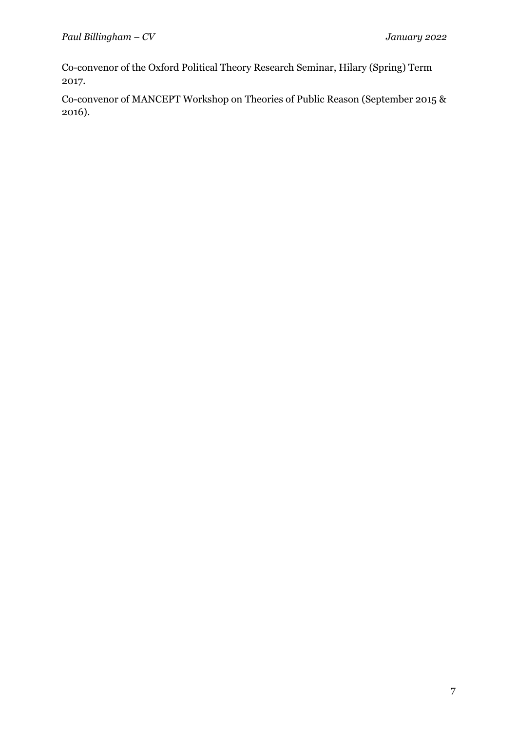Co-convenor of the Oxford Political Theory Research Seminar, Hilary (Spring) Term 2017.

Co-convenor of MANCEPT Workshop on Theories of Public Reason (September 2015 & 2016).